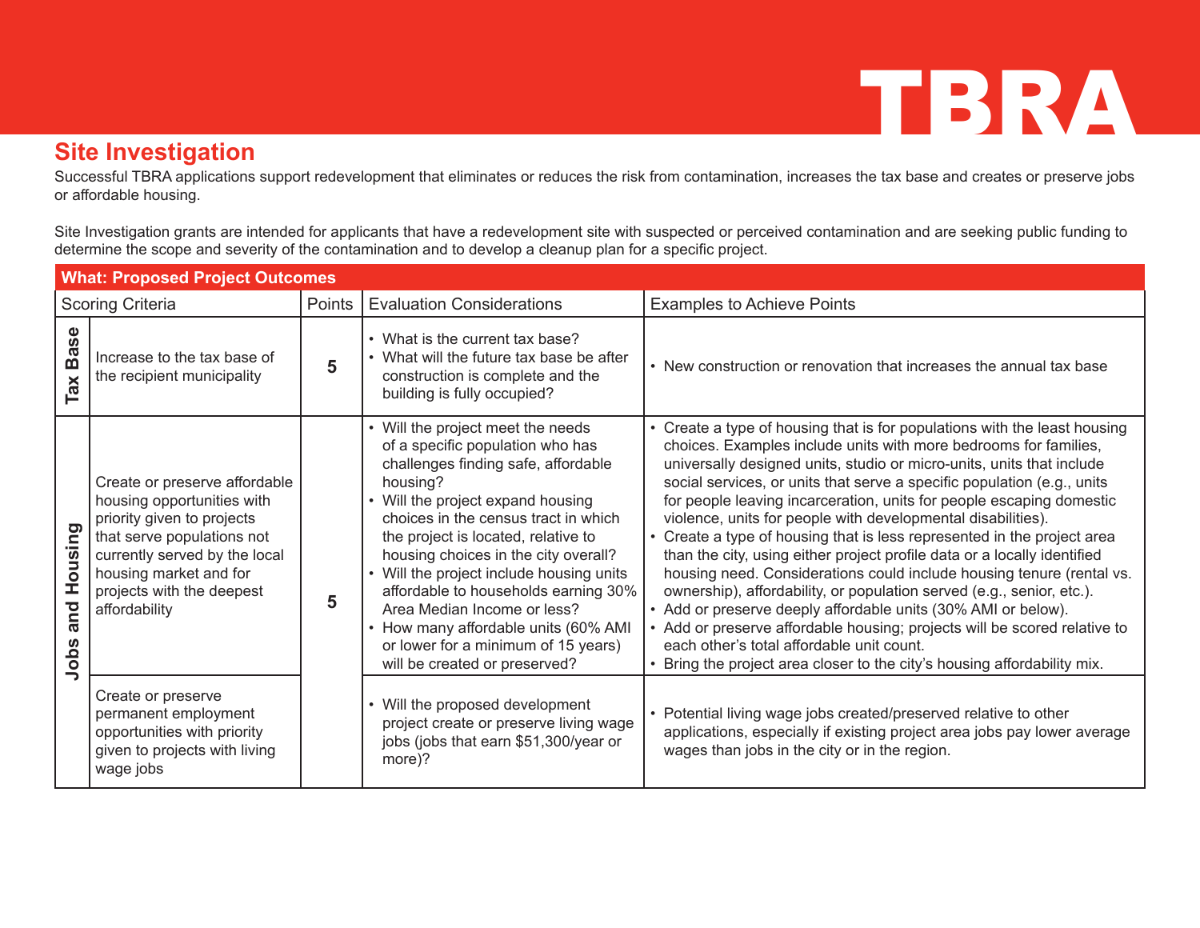# TBRA

## Site Investigation

Successful TBRA applications support redevelopment that eliminates or reduces the risk from contamination, increases the tax base and creates or preserve jobs or affordable housing.

Site Investigation grants are intended for applicants that have a redevelopment site with suspected or perceived contamination and are seeking public funding to determine the scope and severity of the contamination and to develop a cleanup plan for a specific project.

| What: Proposed Project Outcomes | | | | |
|---|---|---|---|---|
| Scoring Criteria | | Points | Evaluation Considerations | Examples to Achieve Points |
| Tax Base | Increase to the tax base of the recipient municipality | 5 | • What is the current tax base?<br>• What will the future tax base be after construction is complete and the building is fully occupied? | • New construction or renovation that increases the annual tax base |
| Jobs and Housing | Create or preserve affordable housing opportunities with priority given to projects that serve populations not currently served by the local housing market and for projects with the deepest affordability | 5 | • Will the project meet the needs of a specific population who has challenges finding safe, affordable housing?<br>• Will the project expand housing choices in the census tract in which the project is located, relative to housing choices in the city overall?<br>• Will the project include housing units affordable to households earning 30% Area Median Income or less?<br>• How many affordable units (60% AMI or lower for a minimum of 15 years) will be created or preserved? | • Create a type of housing that is for populations with the least housing choices. Examples include units with more bedrooms for families, universally designed units, studio or micro-units, units that include social services, or units that serve a specific population (e.g., units for people leaving incarceration, units for people escaping domestic violence, units for people with developmental disabilities).<br>• Create a type of housing that is less represented in the project area than the city, using either project profile data or a locally identified housing need. Considerations could include housing tenure (rental vs. ownership), affordability, or population served (e.g., senior, etc.).<br>• Add or preserve deeply affordable units (30% AMI or below).<br>• Add or preserve affordable housing; projects will be scored relative to each other's total affordable unit count.<br>• Bring the project area closer to the city's housing affordability mix. |
| | Create or preserve permanent employment opportunities with priority given to projects with living wage jobs | | • Will the proposed development project create or preserve living wage jobs (jobs that earn $51,300/year or more)? | • Potential living wage jobs created/preserved relative to other applications, especially if existing project area jobs pay lower average wages than jobs in the city or in the region. |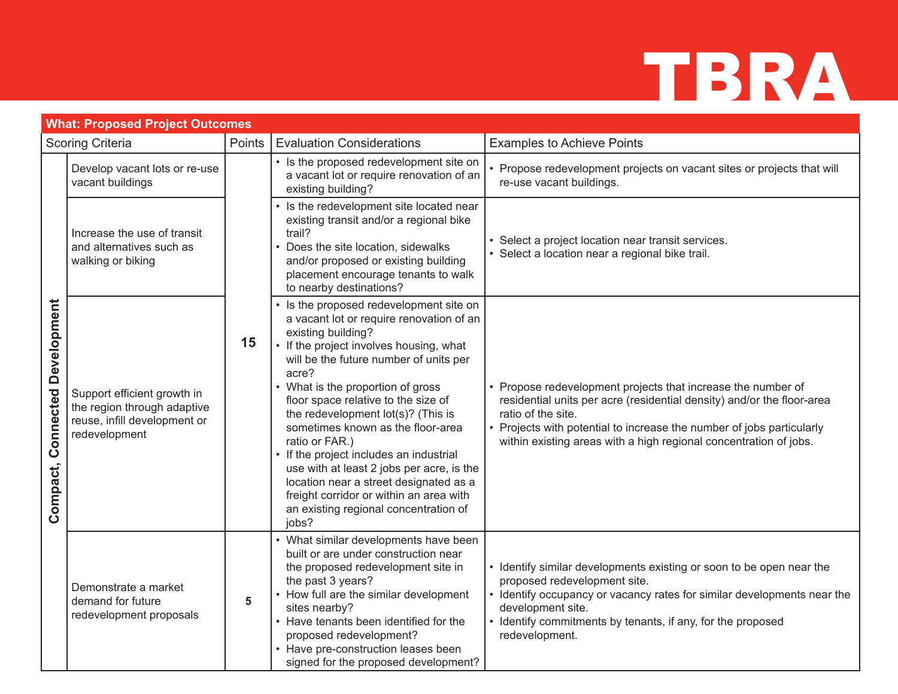# TBRA

| What: Proposed Project Outcomes | | | | |
|---|---|---|---|---|
| Scoring Criteria | | Points | Evaluation Considerations | Examples to Achieve Points |
| Compact, Connected Development | Develop vacant lots or re-use vacant buildings | 15 | • Is the proposed redevelopment site on a vacant lot or require renovation of an existing building? | • Propose redevelopment projects on vacant sites or projects that will re-use vacant buildings. |
| | Increase the use of transit and alternatives such as walking or biking | | • Is the redevelopment site located near existing transit and/or a regional bike trail?<br>• Does the site location, sidewalks and/or proposed or existing building placement encourage tenants to walk to nearby destinations? | • Select a project location near transit services.<br>• Select a location near a regional bike trail. |
| | Support efficient growth in the region through adaptive reuse, infill development or redevelopment | | • Is the proposed redevelopment site on a vacant lot or require renovation of an existing building?<br>• If the project involves housing, what will be the future number of units per acre?<br>• What is the proportion of gross floor space relative to the size of the redevelopment lot(s)? (This is sometimes known as the floor-area ratio or FAR.)<br>• If the project includes an industrial use with at least 2 jobs per acre, is the location near a street designated as a freight corridor or within an area with an existing regional concentration of jobs? | • Propose redevelopment projects that increase the number of residential units per acre (residential density) and/or the floor-area ratio of the site.<br>• Projects with potential to increase the number of jobs particularly within existing areas with a high regional concentration of jobs. |
| | Demonstrate a market demand for future redevelopment proposals | 5 | • What similar developments have been built or are under construction near the proposed redevelopment site in the past 3 years?<br>• How full are the similar development sites nearby?<br>• Have tenants been identified for the proposed redevelopment?<br>• Have pre-construction leases been signed for the proposed development? | • Identify similar developments existing or soon to be open near the proposed redevelopment site.<br>• Identify occupancy or vacancy rates for similar developments near the development site.<br>• Identify commitments by tenants, if any, for the proposed redevelopment. |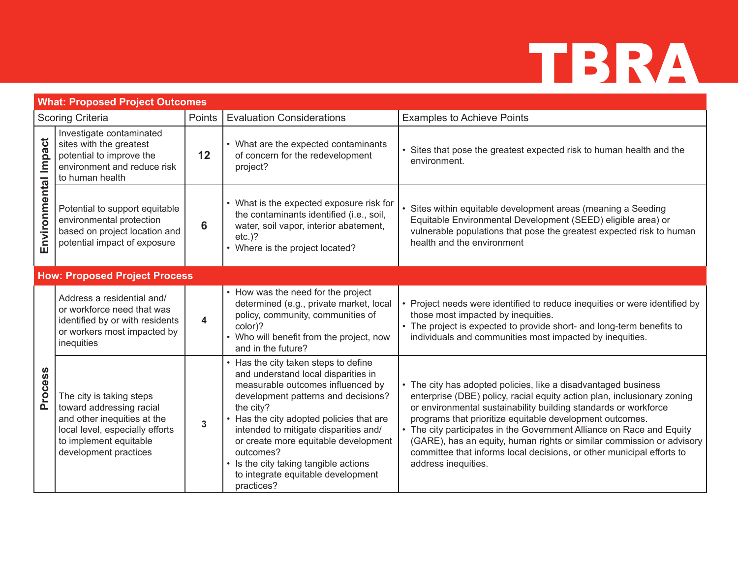# TBRA

| What: Proposed Project Outcomes | | | | |
|---|---|---|---|---|
| | Scoring Criteria | Points | Evaluation Considerations | Examples to Achieve Points |
| Environmental Impact | Investigate contaminated sites with the greatest potential to improve the environment and reduce risk to human health | 12 | • What are the expected contaminants of concern for the redevelopment project? | • Sites that pose the greatest expected risk to human health and the environment. |
| Environmental Impact | Potential to support equitable environmental protection based on project location and potential impact of exposure | 6 | • What is the expected exposure risk for the contaminants identified (i.e., soil, water, soil vapor, interior abatement, etc.)? • Where is the project located? | • Sites within equitable development areas (meaning a Seeding Equitable Environmental Development (SEED) eligible area) or vulnerable populations that pose the greatest expected risk to human health and the environment |
| **How: Proposed Project Process** | | | | |
| Process | Address a residential and/ or workforce need that was identified by or with residents or workers most impacted by inequities | 4 | • How was the need for the project determined (e.g., private market, local policy, community, communities of color)? • Who will benefit from the project, now and in the future? | • Project needs were identified to reduce inequities or were identified by those most impacted by inequities. • The project is expected to provide short- and long-term benefits to individuals and communities most impacted by inequities. |
| Process | The city is taking steps toward addressing racial and other inequities at the local level, especially efforts to implement equitable development practices | 3 | • Has the city taken steps to define and understand local disparities in measurable outcomes influenced by development patterns and decisions? the city? • Has the city adopted policies that are intended to mitigate disparities and/ or create more equitable development outcomes? • Is the city taking tangible actions to integrate equitable development practices? | • The city has adopted policies, like a disadvantaged business enterprise (DBE) policy, racial equity action plan, inclusionary zoning or environmental sustainability building standards or workforce programs that prioritize equitable development outcomes. • The city participates in the Government Alliance on Race and Equity (GARE), has an equity, human rights or similar commission or advisory committee that informs local decisions, or other municipal efforts to address inequities. |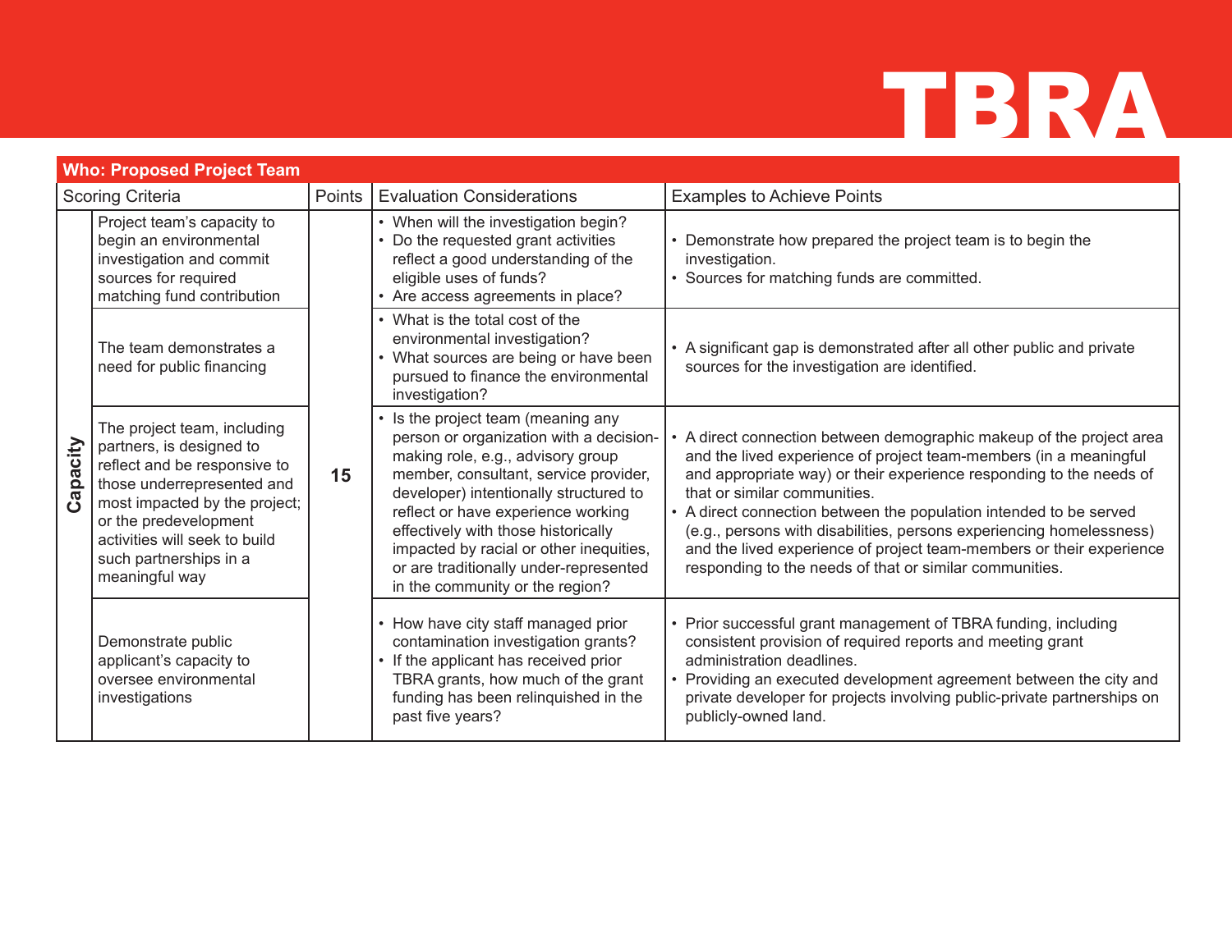# TBRA

## Who: Proposed Project Team

| | Scoring Criteria | Points | Evaluation Considerations | Examples to Achieve Points |
|---|---|---|---|---|
| **Capacity** | Project team's capacity to begin an environmental investigation and commit sources for required matching fund contribution | **15** | • When will the investigation begin?<br>• Do the requested grant activities reflect a good understanding of the eligible uses of funds?<br>• Are access agreements in place? | • Demonstrate how prepared the project team is to begin the investigation.<br>• Sources for matching funds are committed. |
| | The team demonstrates a need for public financing | | • What is the total cost of the environmental investigation?<br>• What sources are being or have been pursued to finance the environmental investigation? | • A significant gap is demonstrated after all other public and private sources for the investigation are identified. |
| | The project team, including partners, is designed to reflect and be responsive to those underrepresented and most impacted by the project; or the predevelopment activities will seek to build such partnerships in a meaningful way | | • Is the project team (meaning any person or organization with a decision-making role, e.g., advisory group member, consultant, service provider, developer) intentionally structured to reflect or have experience working effectively with those historically impacted by racial or other inequities, or are traditionally under-represented in the community or the region? | • A direct connection between demographic makeup of the project area and the lived experience of project team-members (in a meaningful and appropriate way) or their experience responding to the needs of that or similar communities.<br>• A direct connection between the population intended to be served (e.g., persons with disabilities, persons experiencing homelessness) and the lived experience of project team-members or their experience responding to the needs of that or similar communities. |
| | Demonstrate public applicant's capacity to oversee environmental investigations | | • How have city staff managed prior contamination investigation grants?<br>• If the applicant has received prior TBRA grants, how much of the grant funding has been relinquished in the past five years? | • Prior successful grant management of TBRA funding, including consistent provision of required reports and meeting grant administration deadlines.<br>• Providing an executed development agreement between the city and private developer for projects involving public-private partnerships on publicly-owned land. |